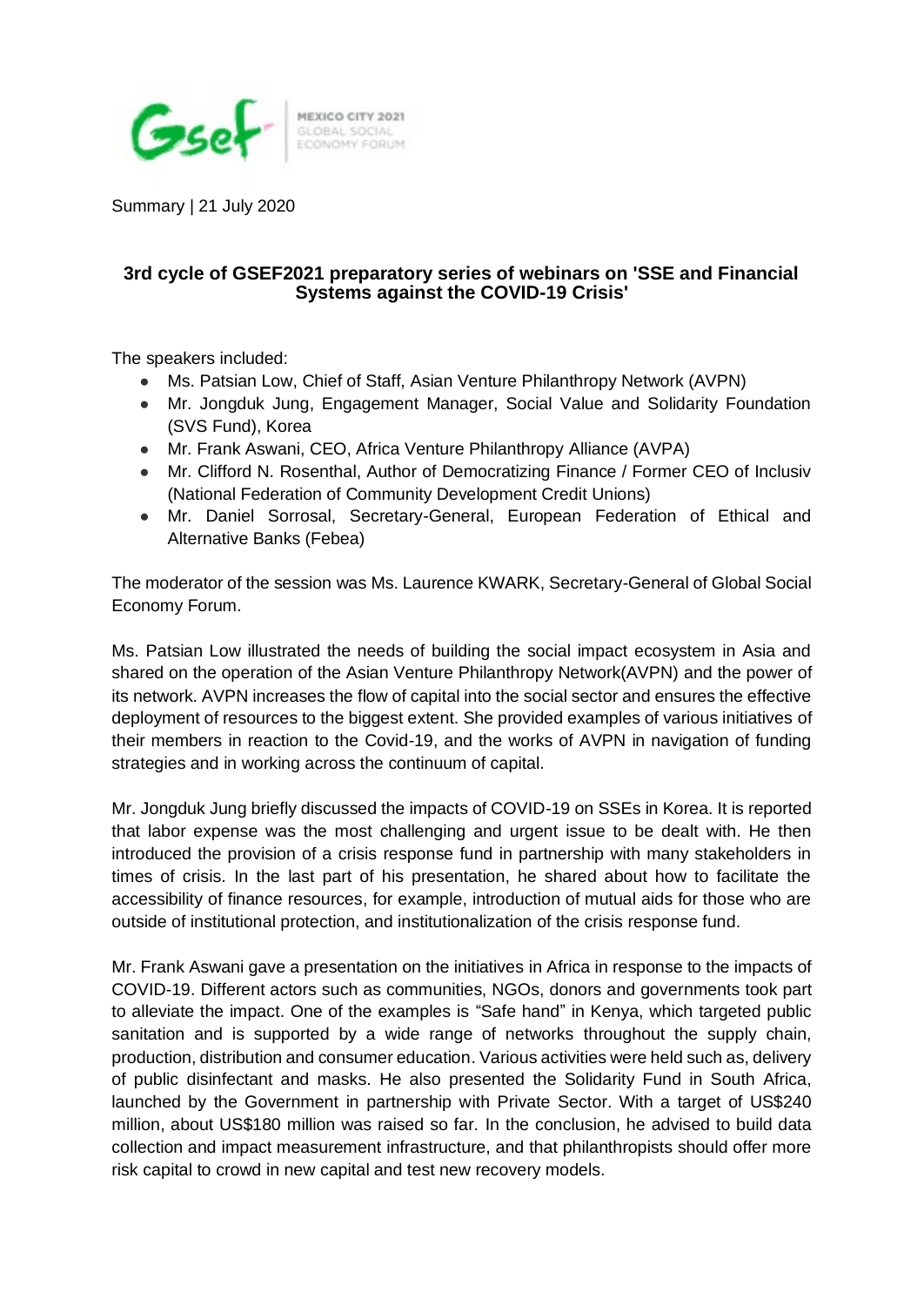Summary | 21 July 2020

## 3rd cycle of GSEF2021 preparatory series of webinars on 'SSE and Financial Systems against the COVID-19 Crisis'

The speakers included:

- Ms. Patsian Low, Chief of Staff, Asian Venture Philanthropy Network (AVPN)
- Mr. Jongduk Jung, Engagement Manager, Social Value and Solidarity Foundation (SVS Fund), Korea
- Mr. Frank Aswani, CEO, Africa Venture Philanthropy Alliance (AVPA)
- Mr. Clifford N. Rosenthal, Author of Democratizing Finance / Former CEO of Inclusiv (National Federation of Community Development Credit Unions)
- Mr. Daniel Sorrosal, Secretary-General, European Federation of Ethical and Alternative Banks (Febea)

The moderator of the session was Ms. Laurence KWARK, Secretary-General of Global Social Economy Forum.

Ms. Patsian Low illustrated the needs of building the social impact ecosystem in Asia and shared on the operation of the Asian Venture Philanthropy Network(AVPN) and the power of its network. AVPN increases the flow of capital into the social sector and ensures the effective deployment of resources to the biggest extent. She provided examples of various initiatives of their members in reaction to the Covid-19, and the works of AVPN in navigation of funding strategies and in working across the continuum of capital.

Mr. Jongduk Jung briefly discussed the impacts of COVID-19 on SSEs in Korea. It is reported that labor expense was the most challenging and urgent issue to be dealt with. He then introduced the provision of a crisis response fund in partnership with many stakeholders in times of crisis. In the last part of his presentation, he shared about how to facilitate the accessibility of finance resources, for example, introduction of mutual aids for those who are outside of institutional protection, and institutionalization of the crisis response fund.

Mr. Frank Aswani gave a presentation on the initiatives in Africa in response to the impacts of COVID-19. Different actors such as communities, NGOs, donors and governments took part to alleviate the impact. One of the examples is "Safe hand" in Kenya, which targeted public sanitation and is supported by a wide range of networks throughout the supply chain, production, distribution and consumer education. Various activities were held such as, delivery of public disinfectant and masks. He also presented the Solidarity Fund in South Africa, launched by the Government in partnership with Private Sector. With a target of US$240 million, about US$180 million was raised so far. In the conclusion, he advised to build data collection and impact measurement infrastructure, and that philanthropists should offer more risk capital to crowd in new capital and test new recovery models.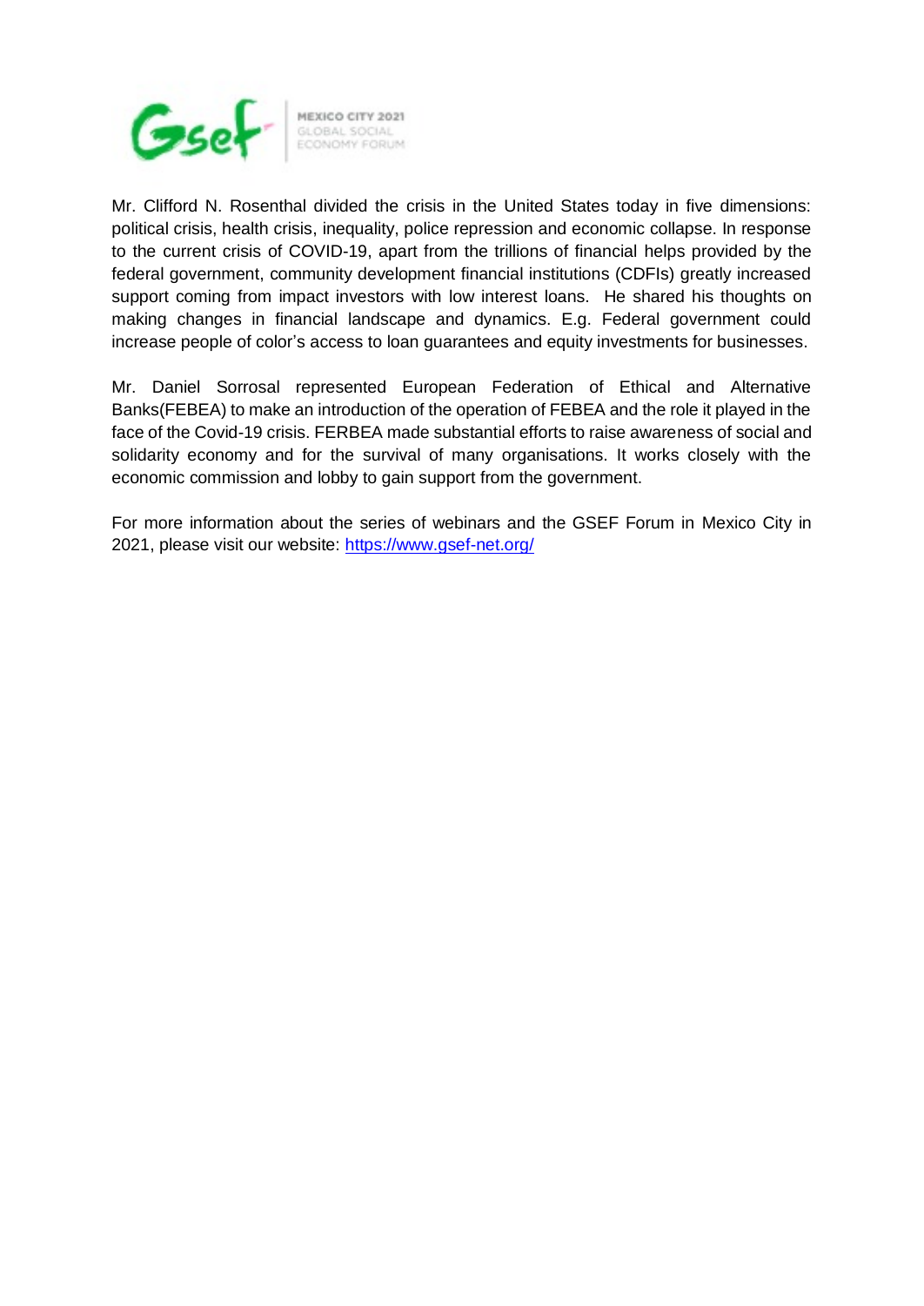Mr. Clifford N. Rosenthal divided the crisis in the United States today in five dimensions: political crisis, health crisis, inequality, police repression and economic collapse. In response to the current crisis of COVID-19, apart from the trillions of financial helps provided by the federal government, community development financial institutions (CDFIs) greatly increased support coming from impact investors with low interest loans. He shared his thoughts on making changes in financial landscape and dynamics. E.g. Federal government could increase people of color's access to loan guarantees and equity investments for businesses.

Mr. Daniel Sorrosal represented European Federation of Ethical and Alternative Banks(FEBEA) to make an introduction of the operation of FEBEA and the role it played in the face of the Covid-19 crisis. FERBEA made substantial efforts to raise awareness of social and solidarity economy and for the survival of many organisations. It works closely with the economic commission and lobby to gain support from the government.

For more information about the series of webinars and the GSEF Forum in Mexico City in 2021, please visit our website: [https://www.gsef-net.org/](https://www.gsef-net.org/)